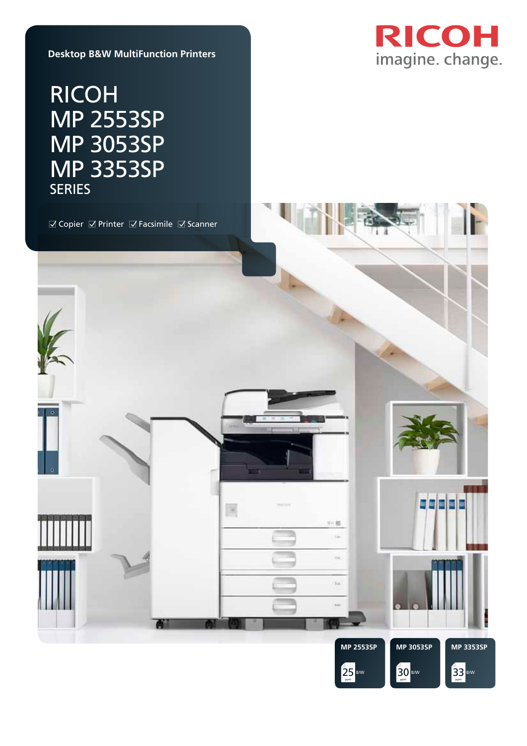Desktop B&W MultiFunction Printers

RICOH

imagine. change.

# RICOH
# MP 2553SP
# MP 3053SP
# MP 3353SP
## SERIES

☑ Copier ☑ Printer ☑ Facsimile ☑ Scanner

| MP 2553SP | MP 3053SP | MP 3353SP |
|---|---|---|
| 25 ppm B/W | 30 ppm B/W | 33 ppm B/W |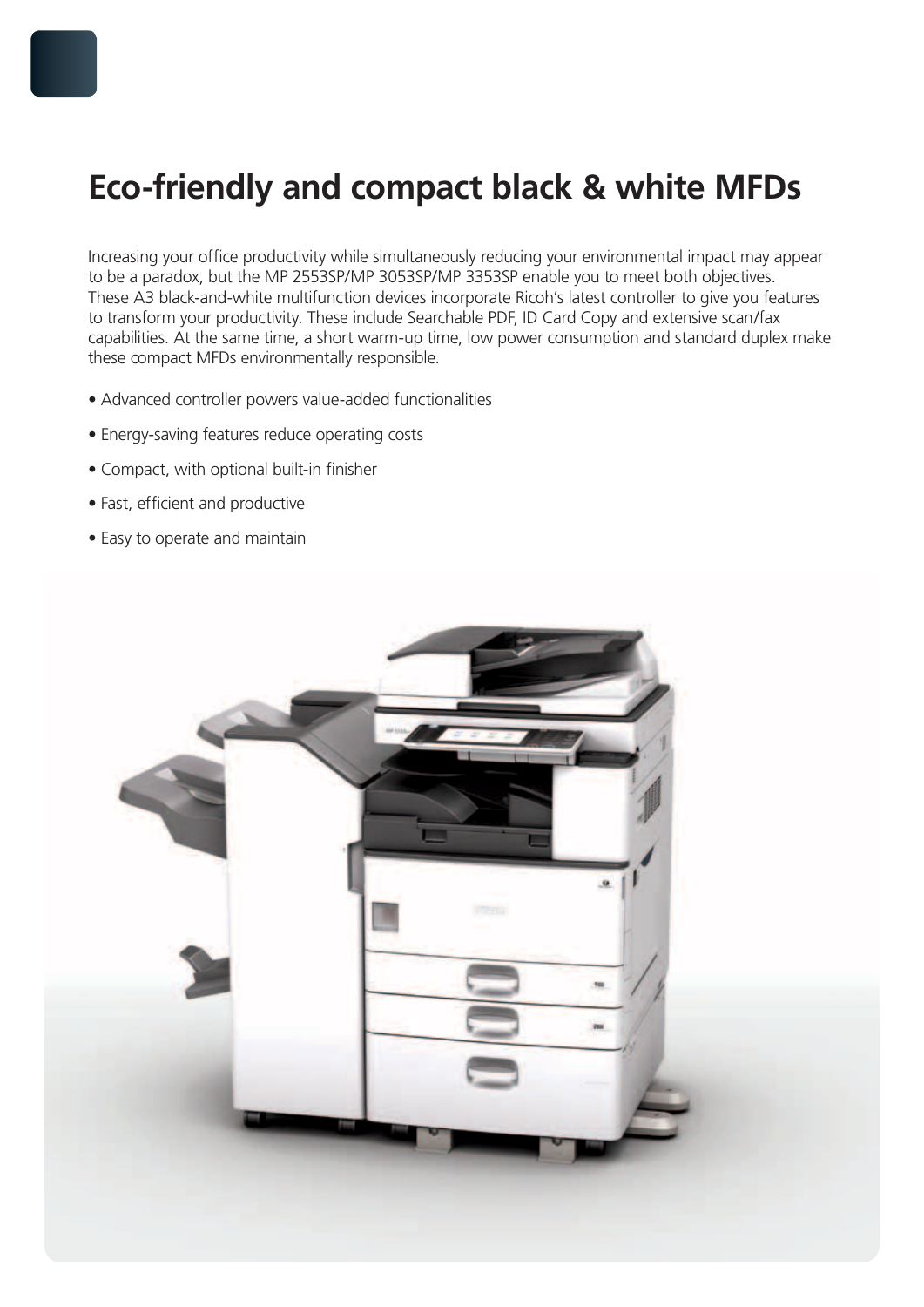# Eco-friendly and compact black & white MFDs

Increasing your office productivity while simultaneously reducing your environmental impact may appear to be a paradox, but the MP 2553SP/MP 3053SP/MP 3353SP enable you to meet both objectives. These A3 black-and-white multifunction devices incorporate Ricoh's latest controller to give you features to transform your productivity. These include Searchable PDF, ID Card Copy and extensive scan/fax capabilities. At the same time, a short warm-up time, low power consumption and standard duplex make these compact MFDs environmentally responsible.

- Advanced controller powers value-added functionalities
- Energy-saving features reduce operating costs
- Compact, with optional built-in finisher
- Fast, efficient and productive
- Easy to operate and maintain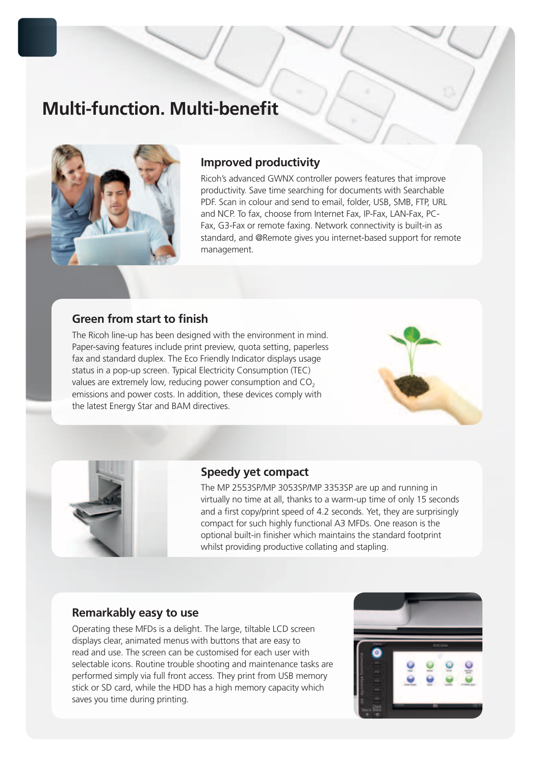# Multi-function. Multi-benefit

## Improved productivity

Ricoh's advanced GWNX controller powers features that improve productivity. Save time searching for documents with Searchable PDF. Scan in colour and send to email, folder, USB, SMB, FTP, URL and NCP. To fax, choose from Internet Fax, IP-Fax, LAN-Fax, PC-Fax, G3-Fax or remote faxing. Network connectivity is built-in as standard, and @Remote gives you internet-based support for remote management.

## Green from start to finish

The Ricoh line-up has been designed with the environment in mind. Paper-saving features include print preview, quota setting, paperless fax and standard duplex. The Eco Friendly Indicator displays usage status in a pop-up screen. Typical Electricity Consumption (TEC) values are extremely low, reducing power consumption and $CO_2$ emissions and power costs. In addition, these devices comply with the latest Energy Star and BAM directives.

## Speedy yet compact

The MP 2553SP/MP 3053SP/MP 3353SP are up and running in virtually no time at all, thanks to a warm-up time of only 15 seconds and a first copy/print speed of 4.2 seconds. Yet, they are surprisingly compact for such highly functional A3 MFDs. One reason is the optional built-in finisher which maintains the standard footprint whilst providing productive collating and stapling.

## Remarkably easy to use

Operating these MFDs is a delight. The large, tiltable LCD screen displays clear, animated menus with buttons that are easy to read and use. The screen can be customised for each user with selectable icons. Routine trouble shooting and maintenance tasks are performed simply via full front access. They print from USB memory stick or SD card, while the HDD has a high memory capacity which saves you time during printing.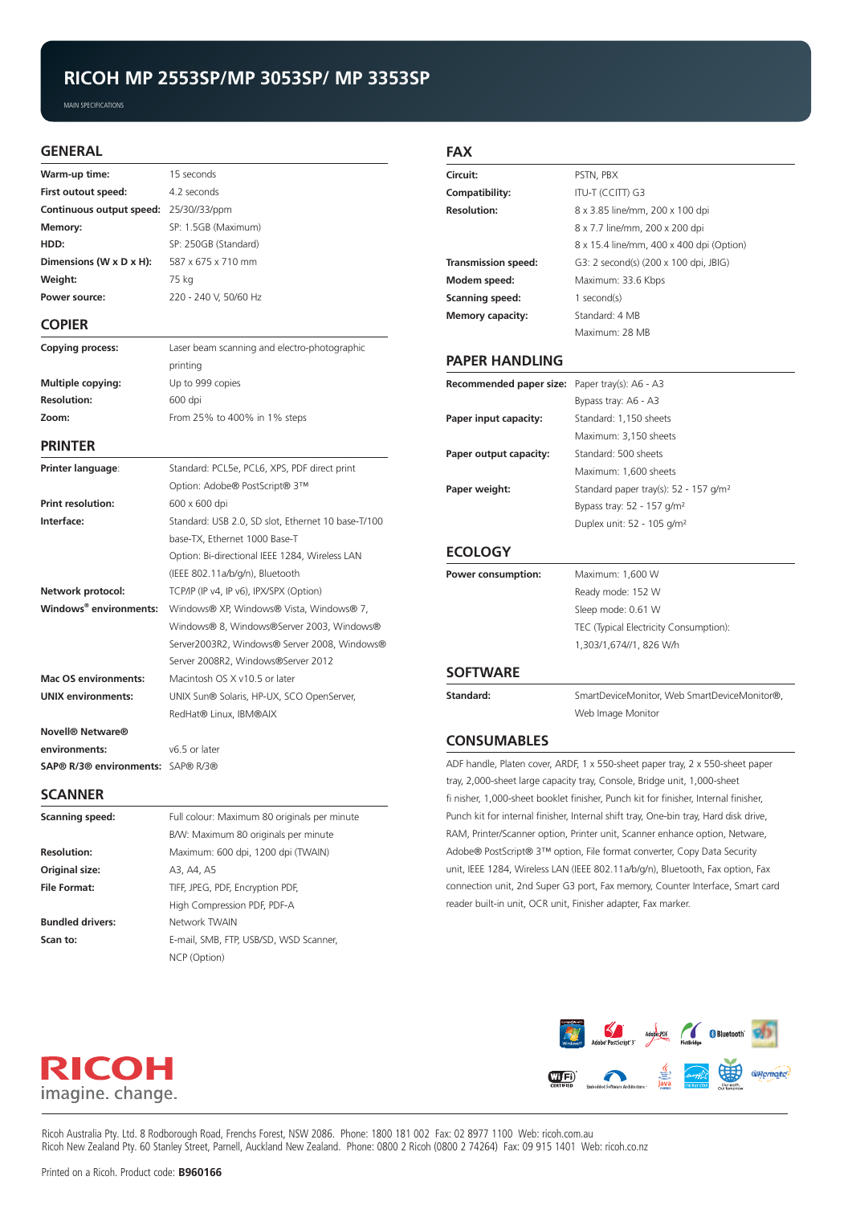# RICOH MP 2553SP/MP 3053SP/ MP 3353SP

MAIN SPECIFICATIONS

## GENERAL

| | |
|---|---|
| **Warm-up time:** | 15 seconds |
| **First outout speed:** | 4.2 seconds |
| **Continuous output speed:** | 25/30//33/ppm |
| **Memory:** | SP: 1.5GB (Maximum) |
| **HDD:** | SP: 250GB (Standard) |
| **Dimensions (W x D x H):** | 587 x 675 x 710 mm |
| **Weight:** | 75 kg |
| **Power source:** | 220 - 240 V, 50/60 Hz |

## COPIER

| | |
|---|---|
| **Copying process:** | Laser beam scanning and electro-photographic printing |
| **Multiple copying:** | Up to 999 copies |
| **Resolution:** | 600 dpi |
| **Zoom:** | From 25% to 400% in 1% steps |

## PRINTER

| | |
|---|---|
| **Printer language**: | Standard: PCL5e, PCL6, XPS, PDF direct print<br>Option: Adobe® PostScript® 3™ |
| **Print resolution:** | 600 x 600 dpi |
| **Interface:** | Standard: USB 2.0, SD slot, Ethernet 10 base-T/100 base-TX, Ethernet 1000 Base-T<br>Option: Bi-directional IEEE 1284, Wireless LAN (IEEE 802.11a/b/g/n), Bluetooth |
| **Network protocol:** | TCP/IP (IP v4, IP v6), IPX/SPX (Option) |
| **Windows® environments:** | Windows® XP, Windows® Vista, Windows® 7, Windows® 8, Windows®Server 2003, Windows® Server2003R2, Windows® Server 2008, Windows® Server 2008R2, Windows®Server 2012 |
| **Mac OS environments:** | Macintosh OS X v10.5 or later |
| **UNIX environments:** | UNIX Sun® Solaris, HP-UX, SCO OpenServer, RedHat® Linux, IBM®AIX |
| **Novell® Netware® environments:** | v6.5 or later |
| **SAP® R/3® environments:** | SAP® R/3® |

## SCANNER

| | |
|---|---|
| **Scanning speed:** | Full colour: Maximum 80 originals per minute<br>B/W: Maximum 80 originals per minute |
| **Resolution:** | Maximum: 600 dpi, 1200 dpi (TWAIN) |
| **Original size:** | A3, A4, A5 |
| **File Format:** | TIFF, JPEG, PDF, Encryption PDF, High Compression PDF, PDF-A |
| **Bundled drivers:** | Network TWAIN |
| **Scan to:** | E-mail, SMB, FTP, USB/SD, WSD Scanner, NCP (Option) |

## FAX

| | |
|---|---|
| **Circuit:** | PSTN, PBX |
| **Compatibility:** | ITU-T (CCITT) G3 |
| **Resolution:** | 8 x 3.85 line/mm, 200 x 100 dpi<br>8 x 7.7 line/mm, 200 x 200 dpi<br>8 x 15.4 line/mm, 400 x 400 dpi (Option) |
| **Transmission speed:** | G3: 2 second(s) (200 x 100 dpi, JBIG) |
| **Modem speed:** | Maximum: 33.6 Kbps |
| **Scanning speed:** | 1 second(s) |
| **Memory capacity:** | Standard: 4 MB<br>Maximum: 28 MB |

## PAPER HANDLING

| | |
|---|---|
| **Recommended paper size:** | Paper tray(s): A6 - A3<br>Bypass tray: A6 - A3 |
| **Paper input capacity:** | Standard: 1,150 sheets<br>Maximum: 3,150 sheets |
| **Paper output capacity:** | Standard: 500 sheets<br>Maximum: 1,600 sheets |
| **Paper weight:** | Standard paper tray(s): 52 - 157 g/m²<br>Bypass tray: 52 - 157 g/m²<br>Duplex unit: 52 - 105 g/m² |

## ECOLOGY

| | |
|---|---|
| **Power consumption:** | Maximum: 1,600 W<br>Ready mode: 152 W<br>Sleep mode: 0.61 W<br>TEC (Typical Electricity Consumption): 1,303/1,674//1, 826 W/h |

## SOFTWARE

| | |
|---|---|
| **Standard:** | SmartDeviceMonitor, Web SmartDeviceMonitor®, Web Image Monitor |

## CONSUMABLES

ADF handle, Platen cover, ARDF, 1 x 550-sheet paper tray, 2 x 550-sheet paper tray, 2,000-sheet large capacity tray, Console, Bridge unit, 1,000-sheet finisher, 1,000-sheet booklet finisher, Punch kit for finisher, Internal finisher, Punch kit for internal finisher, Internal shift tray, One-bin tray, Hard disk drive, RAM, Printer/Scanner option, Printer unit, Scanner enhance option, Netware, Adobe® PostScript® 3™ option, File format converter, Copy Data Security unit, IEEE 1284, Wireless LAN (IEEE 802.11a/b/g/n), Bluetooth, Fax option, Fax connection unit, 2nd Super G3 port, Fax memory, Counter Interface, Smart card reader built-in unit, OCR unit, Finisher adapter, Fax marker.

RICOH
imagine. change.

Ricoh Australia Pty. Ltd. 8 Rodborough Road, Frenchs Forest, NSW 2086. Phone: 1800 181 002 Fax: 02 8977 1100 Web: ricoh.com.au
Ricoh New Zealand Pty. 60 Stanley Street, Parnell, Auckland New Zealand. Phone: 0800 2 Ricoh (0800 2 74264) Fax: 09 915 1401 Web: ricoh.co.nz

Printed on a Ricoh. Product code: **B960166**